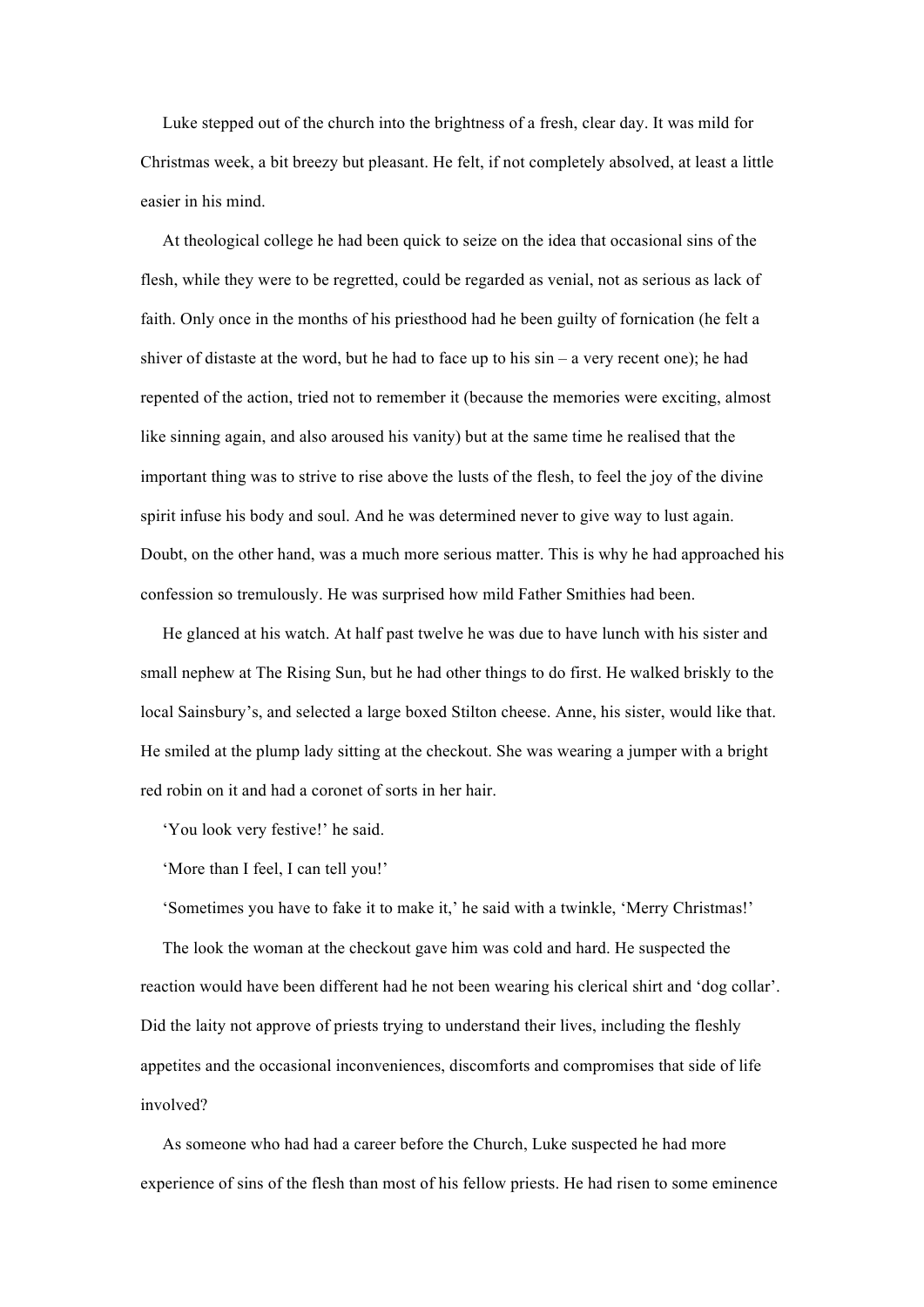Luke stepped out of the church into the brightness of a fresh, clear day. It was mild for Christmas week, a bit breezy but pleasant. He felt, if not completely absolved, at least a little easier in his mind.

At theological college he had been quick to seize on the idea that occasional sins of the flesh, while they were to be regretted, could be regarded as venial, not as serious as lack of faith. Only once in the months of his priesthood had he been guilty of fornication (he felt a shiver of distaste at the word, but he had to face up to his sin – a very recent one); he had repented of the action, tried not to remember it (because the memories were exciting, almost like sinning again, and also aroused his vanity) but at the same time he realised that the important thing was to strive to rise above the lusts of the flesh, to feel the joy of the divine spirit infuse his body and soul. And he was determined never to give way to lust again. Doubt, on the other hand, was a much more serious matter. This is why he had approached his confession so tremulously. He was surprised how mild Father Smithies had been.

He glanced at his watch. At half past twelve he was due to have lunch with his sister and small nephew at The Rising Sun, but he had other things to do first. He walked briskly to the local Sainsbury's, and selected a large boxed Stilton cheese. Anne, his sister, would like that. He smiled at the plump lady sitting at the checkout. She was wearing a jumper with a bright red robin on it and had a coronet of sorts in her hair.

'You look very festive!' he said.

'More than I feel, I can tell you!'

'Sometimes you have to fake it to make it,' he said with a twinkle, 'Merry Christmas!'

The look the woman at the checkout gave him was cold and hard. He suspected the reaction would have been different had he not been wearing his clerical shirt and 'dog collar'. Did the laity not approve of priests trying to understand their lives, including the fleshly appetites and the occasional inconveniences, discomforts and compromises that side of life involved?

As someone who had had a career before the Church, Luke suspected he had more experience of sins of the flesh than most of his fellow priests. He had risen to some eminence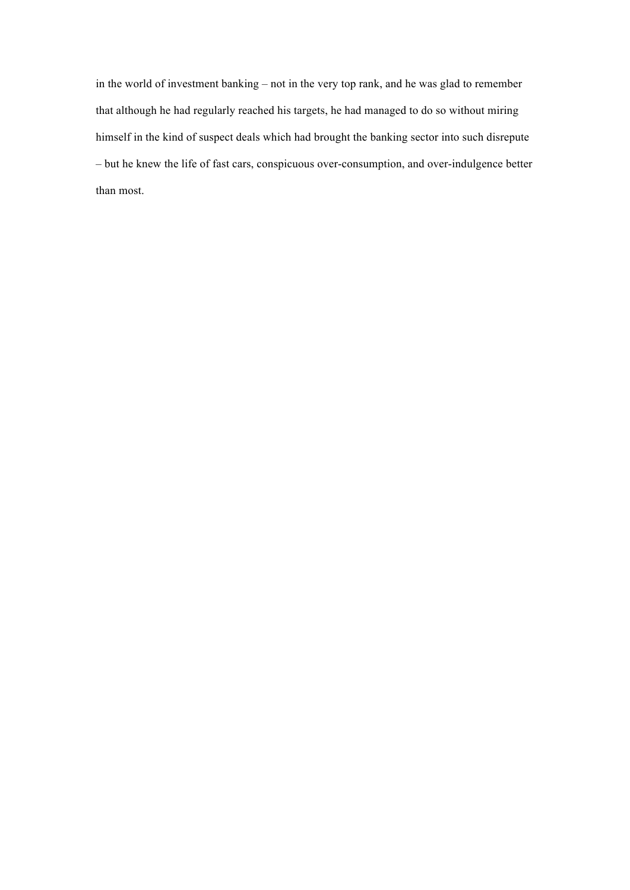in the world of investment banking – not in the very top rank, and he was glad to remember that although he had regularly reached his targets, he had managed to do so without miring himself in the kind of suspect deals which had brought the banking sector into such disrepute – but he knew the life of fast cars, conspicuous over-consumption, and over-indulgence better than most.